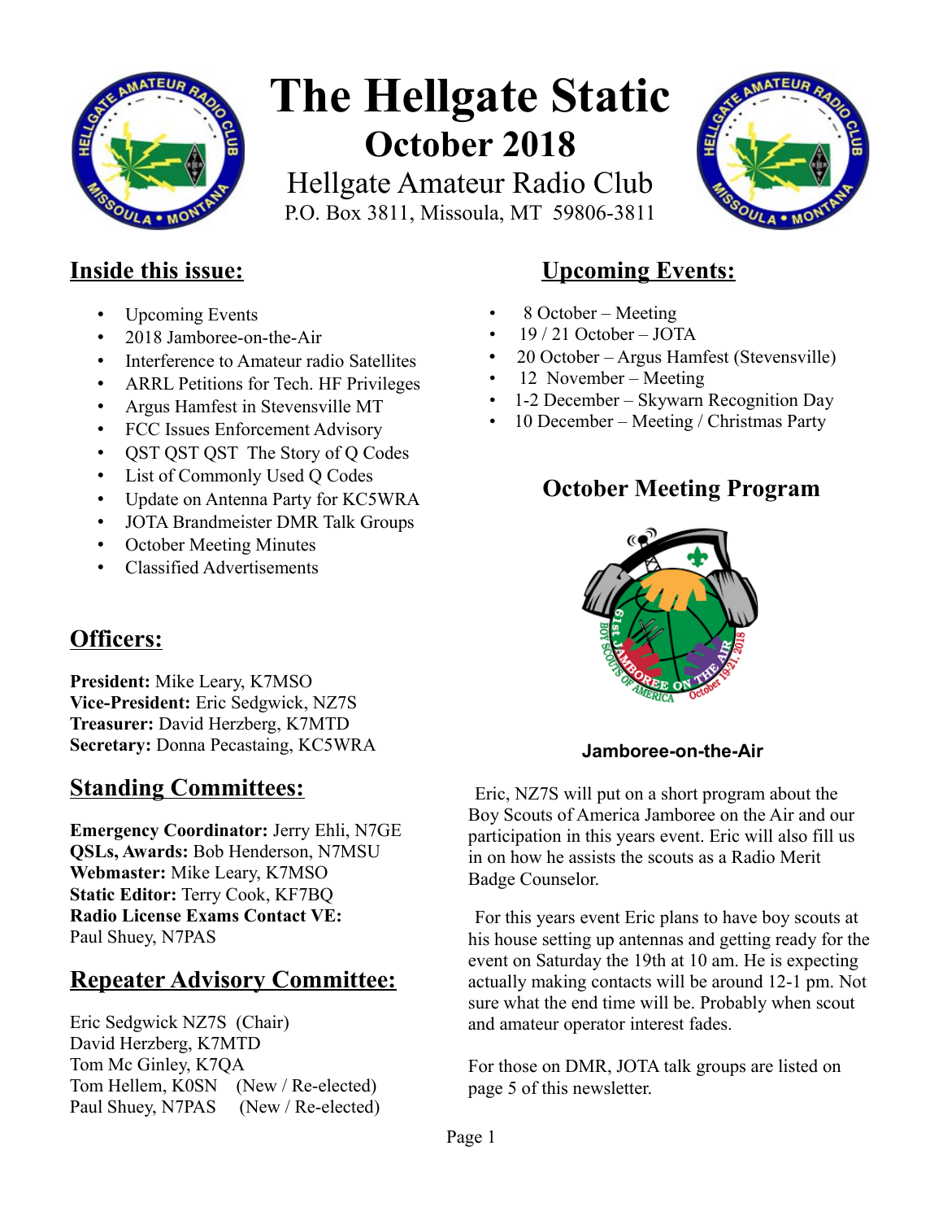# The Hellgate Static

## October 2018

Hellgate Amateur Radio Club

P.O. Box 3811, Missoula, MT 59806-3811

## Inside this issue:

- Upcoming Events
- 2018 Jamboree-on-the-Air
- Interference to Amateur radio Satellites
- ARRL Petitions for Tech. HF Privileges
- Argus Hamfest in Stevensville MT
- FCC Issues Enforcement Advisory
- QST QST QST The Story of Q Codes
- List of Commonly Used Q Codes
- Update on Antenna Party for KC5WRA
- JOTA Brandmeister DMR Talk Groups
- October Meeting Minutes
- Classified Advertisements

## Officers:

**President:** Mike Leary, K7MSO
**Vice-President:** Eric Sedgwick, NZ7S
**Treasurer:** David Herzberg, K7MTD
**Secretary:** Donna Pecastaing, KC5WRA

## Standing Committees:

**Emergency Coordinator:** Jerry Ehli, N7GE
**QSLs, Awards:** Bob Henderson, N7MSU
**Webmaster:** Mike Leary, K7MSO
**Static Editor:** Terry Cook, KF7BQ
**Radio License Exams Contact VE:** Paul Shuey, N7PAS

## Repeater Advisory Committee:

Eric Sedgwick NZ7S (Chair)
David Herzberg, K7MTD
Tom Mc Ginley, K7QA
Tom Hellem, K0SN (New / Re-elected)
Paul Shuey, N7PAS (New / Re-elected)

## Upcoming Events:

- 8 October – Meeting
- 19 / 21 October – JOTA
- 20 October – Argus Hamfest (Stevensville)
- 12 November – Meeting
- 1-2 December – Skywarn Recognition Day
- 10 December – Meeting / Christmas Party

## October Meeting Program

**Jamboree-on-the-Air**

Eric, NZ7S will put on a short program about the Boy Scouts of America Jamboree on the Air and our participation in this years event. Eric will also fill us in on how he assists the scouts as a Radio Merit Badge Counselor.

For this years event Eric plans to have boy scouts at his house setting up antennas and getting ready for the event on Saturday the 19th at 10 am. He is expecting actually making contacts will be around 12-1 pm. Not sure what the end time will be. Probably when scout and amateur operator interest fades.

For those on DMR, JOTA talk groups are listed on page 5 of this newsletter.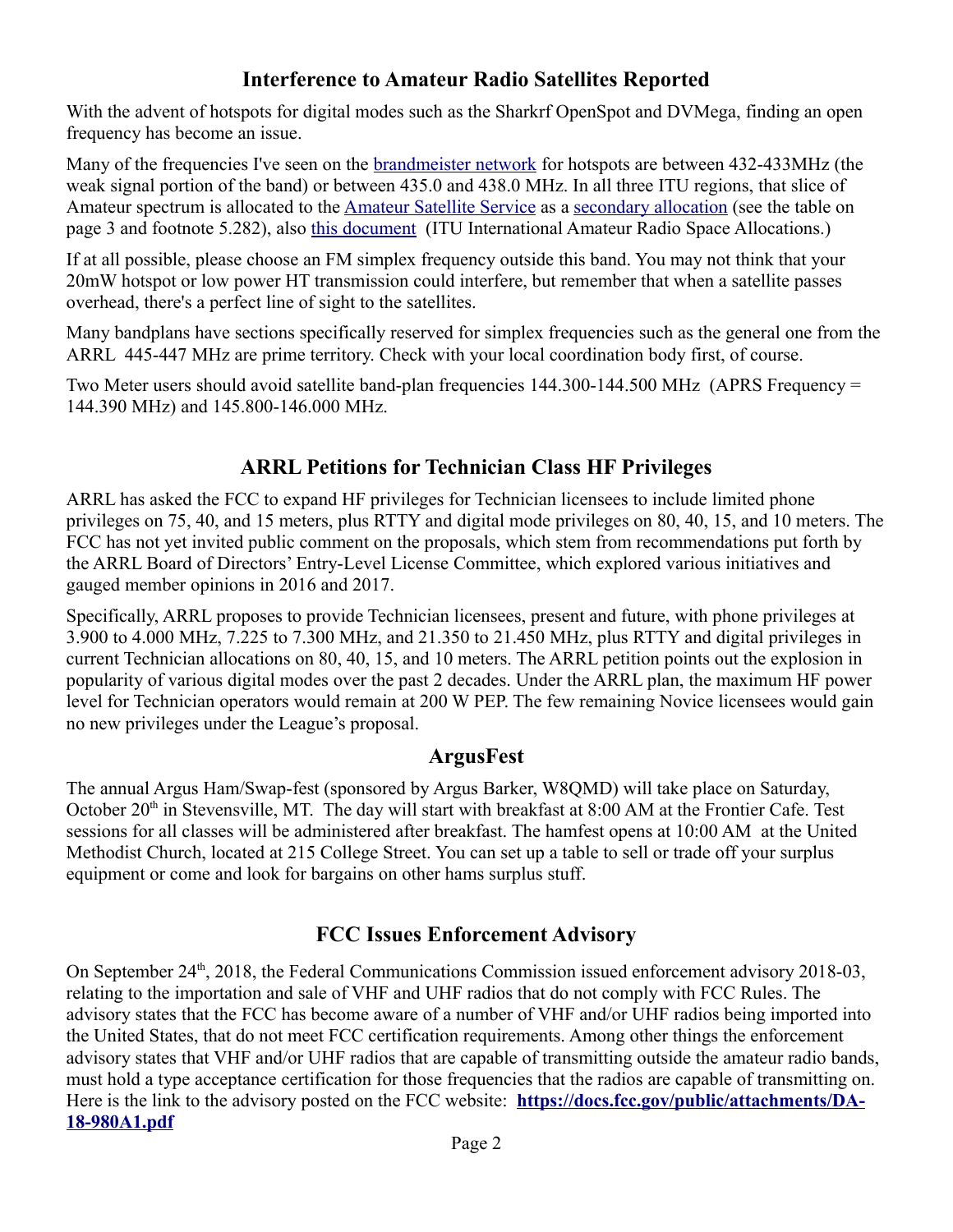## Interference to Amateur Radio Satellites Reported

With the advent of hotspots for digital modes such as the Sharkrf OpenSpot and DVMega, finding an open frequency has become an issue.

Many of the frequencies I've seen on the brandmeister network for hotspots are between 432-433MHz (the weak signal portion of the band) or between 435.0 and 438.0 MHz. In all three ITU regions, that slice of Amateur spectrum is allocated to the Amateur Satellite Service as a secondary allocation (see the table on page 3 and footnote 5.282), also this document (ITU International Amateur Radio Space Allocations.)

If at all possible, please choose an FM simplex frequency outside this band. You may not think that your 20mW hotspot or low power HT transmission could interfere, but remember that when a satellite passes overhead, there's a perfect line of sight to the satellites.

Many bandplans have sections specifically reserved for simplex frequencies such as the general one from the ARRL 445-447 MHz are prime territory. Check with your local coordination body first, of course.

Two Meter users should avoid satellite band-plan frequencies 144.300-144.500 MHz (APRS Frequency = 144.390 MHz) and 145.800-146.000 MHz.

## ARRL Petitions for Technician Class HF Privileges

ARRL has asked the FCC to expand HF privileges for Technician licensees to include limited phone privileges on 75, 40, and 15 meters, plus RTTY and digital mode privileges on 80, 40, 15, and 10 meters. The FCC has not yet invited public comment on the proposals, which stem from recommendations put forth by the ARRL Board of Directors' Entry-Level License Committee, which explored various initiatives and gauged member opinions in 2016 and 2017.

Specifically, ARRL proposes to provide Technician licensees, present and future, with phone privileges at 3.900 to 4.000 MHz, 7.225 to 7.300 MHz, and 21.350 to 21.450 MHz, plus RTTY and digital privileges in current Technician allocations on 80, 40, 15, and 10 meters. The ARRL petition points out the explosion in popularity of various digital modes over the past 2 decades. Under the ARRL plan, the maximum HF power level for Technician operators would remain at 200 W PEP. The few remaining Novice licensees would gain no new privileges under the League's proposal.

## ArgusFest

The annual Argus Ham/Swap-fest (sponsored by Argus Barker, W8QMD) will take place on Saturday, October 20th in Stevensville, MT. The day will start with breakfast at 8:00 AM at the Frontier Cafe. Test sessions for all classes will be administered after breakfast. The hamfest opens at 10:00 AM at the United Methodist Church, located at 215 College Street. You can set up a table to sell or trade off your surplus equipment or come and look for bargains on other hams surplus stuff.

## FCC Issues Enforcement Advisory

On September 24th, 2018, the Federal Communications Commission issued enforcement advisory 2018-03, relating to the importation and sale of VHF and UHF radios that do not comply with FCC Rules. The advisory states that the FCC has become aware of a number of VHF and/or UHF radios being imported into the United States, that do not meet FCC certification requirements. Among other things the enforcement advisory states that VHF and/or UHF radios that are capable of transmitting outside the amateur radio bands, must hold a type acceptance certification for those frequencies that the radios are capable of transmitting on. Here is the link to the advisory posted on the FCC website: **https://docs.fcc.gov/public/attachments/DA-18-980A1.pdf**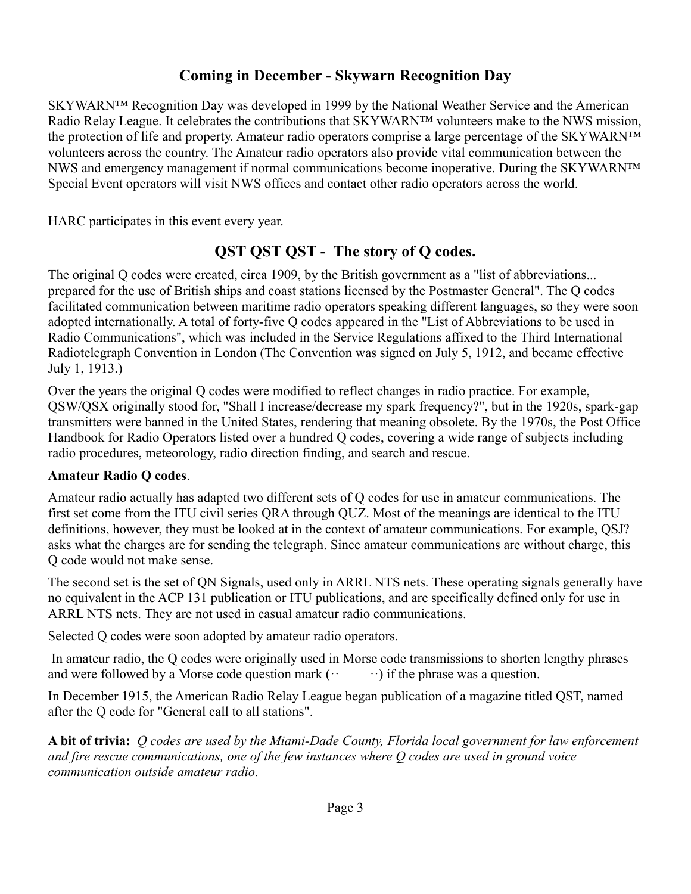## Coming in December - Skywarn Recognition Day

SKYWARN™ Recognition Day was developed in 1999 by the National Weather Service and the American Radio Relay League. It celebrates the contributions that SKYWARN™ volunteers make to the NWS mission, the protection of life and property. Amateur radio operators comprise a large percentage of the SKYWARN™ volunteers across the country. The Amateur radio operators also provide vital communication between the NWS and emergency management if normal communications become inoperative. During the SKYWARN™ Special Event operators will visit NWS offices and contact other radio operators across the world.

HARC participates in this event every year.

## QST QST QST - The story of Q codes.

The original Q codes were created, circa 1909, by the British government as a "list of abbreviations... prepared for the use of British ships and coast stations licensed by the Postmaster General". The Q codes facilitated communication between maritime radio operators speaking different languages, so they were soon adopted internationally. A total of forty-five Q codes appeared in the "List of Abbreviations to be used in Radio Communications", which was included in the Service Regulations affixed to the Third International Radiotelegraph Convention in London (The Convention was signed on July 5, 1912, and became effective July 1, 1913.)

Over the years the original Q codes were modified to reflect changes in radio practice. For example, QSW/QSX originally stood for, "Shall I increase/decrease my spark frequency?", but in the 1920s, spark-gap transmitters were banned in the United States, rendering that meaning obsolete. By the 1970s, the Post Office Handbook for Radio Operators listed over a hundred Q codes, covering a wide range of subjects including radio procedures, meteorology, radio direction finding, and search and rescue.

**Amateur Radio Q codes**.

Amateur radio actually has adapted two different sets of Q codes for use in amateur communications. The first set come from the ITU civil series QRA through QUZ. Most of the meanings are identical to the ITU definitions, however, they must be looked at in the context of amateur communications. For example, QSJ? asks what the charges are for sending the telegraph. Since amateur communications are without charge, this Q code would not make sense.

The second set is the set of QN Signals, used only in ARRL NTS nets. These operating signals generally have no equivalent in the ACP 131 publication or ITU publications, and are specifically defined only for use in ARRL NTS nets. They are not used in casual amateur radio communications.

Selected Q codes were soon adopted by amateur radio operators.

In amateur radio, the Q codes were originally used in Morse code transmissions to shorten lengthy phrases and were followed by a Morse code question mark (··— —··) if the phrase was a question.

In December 1915, the American Radio Relay League began publication of a magazine titled QST, named after the Q code for "General call to all stations".

**A bit of trivia:** *Q codes are used by the Miami-Dade County, Florida local government for law enforcement and fire rescue communications, one of the few instances where Q codes are used in ground voice communication outside amateur radio.*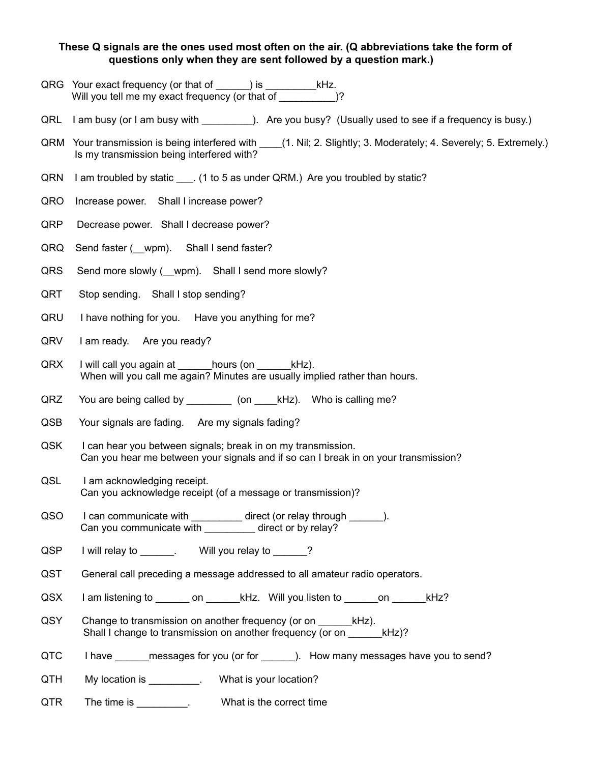**These Q signals are the ones used most often on the air. (Q abbreviations take the form of questions only when they are sent followed by a question mark.)**

QRG Your exact frequency (or that of ______) is _________kHz.
Will you tell me my exact frequency (or that of __________)?

QRL I am busy (or I am busy with _________). Are you busy? (Usually used to see if a frequency is busy.)

QRM Your transmission is being interfered with ____(1. Nil; 2. Slightly; 3. Moderately; 4. Severely; 5. Extremely.)
Is my transmission being interfered with?

QRN I am troubled by static ___. (1 to 5 as under QRM.) Are you troubled by static?

QRO Increase power. Shall I increase power?

QRP Decrease power. Shall I decrease power?

QRQ Send faster (__wpm). Shall I send faster?

QRS Send more slowly (__wpm). Shall I send more slowly?

QRT Stop sending. Shall I stop sending?

QRU I have nothing for you. Have you anything for me?

QRV I am ready. Are you ready?

QRX I will call you again at ______hours (on ______kHz).
When will you call me again? Minutes are usually implied rather than hours.

QRZ You are being called by ________ (on ____kHz). Who is calling me?

QSB Your signals are fading. Are my signals fading?

QSK I can hear you between signals; break in on my transmission.
Can you hear me between your signals and if so can I break in on your transmission?

QSL I am acknowledging receipt.
Can you acknowledge receipt (of a message or transmission)?

QSO I can communicate with _________ direct (or relay through ______).
Can you communicate with _________ direct or by relay?

QSP I will relay to ______. Will you relay to ______?

QST General call preceding a message addressed to all amateur radio operators.

QSX I am listening to ______ on ______kHz. Will you listen to ______on ______kHz?

QSY Change to transmission on another frequency (or on ______kHz).
Shall I change to transmission on another frequency (or on ______kHz)?

QTC I have ______messages for you (or for ______). How many messages have you to send?

QTH My location is _________. What is your location?

QTR The time is _________. What is the correct time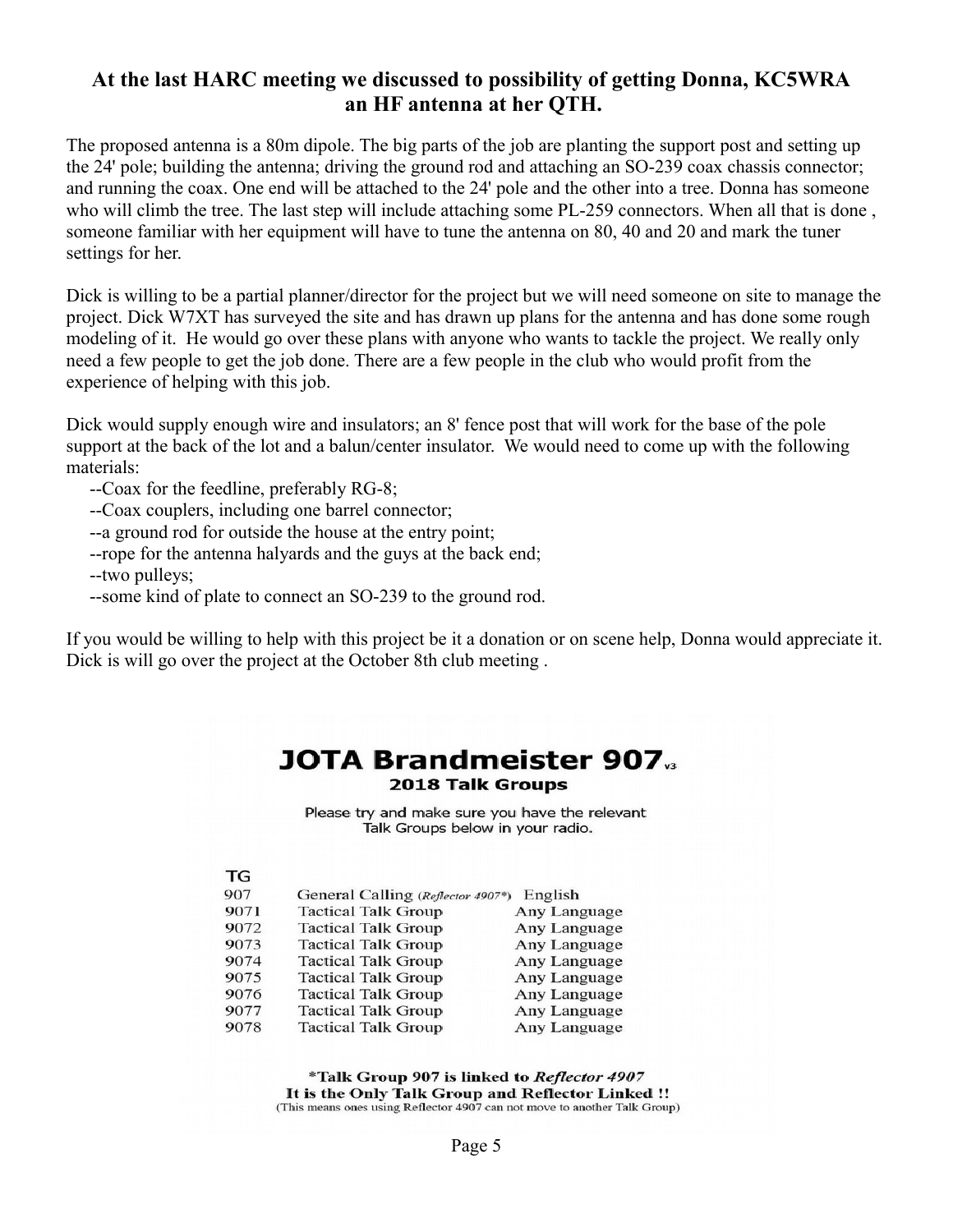## At the last HARC meeting we discussed to possibility of getting Donna, KC5WRA an HF antenna at her QTH.

The proposed antenna is a 80m dipole. The big parts of the job are planting the support post and setting up the 24' pole; building the antenna; driving the ground rod and attaching an SO-239 coax chassis connector; and running the coax. One end will be attached to the 24' pole and the other into a tree. Donna has someone who will climb the tree. The last step will include attaching some PL-259 connectors. When all that is done , someone familiar with her equipment will have to tune the antenna on 80, 40 and 20 and mark the tuner settings for her.

Dick is willing to be a partial planner/director for the project but we will need someone on site to manage the project. Dick W7XT has surveyed the site and has drawn up plans for the antenna and has done some rough modeling of it. He would go over these plans with anyone who wants to tackle the project. We really only need a few people to get the job done. There are a few people in the club who would profit from the experience of helping with this job.

Dick would supply enough wire and insulators; an 8' fence post that will work for the base of the pole support at the back of the lot and a balun/center insulator. We would need to come up with the following materials:

- --Coax for the feedline, preferably RG-8;
- --Coax couplers, including one barrel connector;
- --a ground rod for outside the house at the entry point;
- --rope for the antenna halyards and the guys at the back end;
- --two pulleys;
- --some kind of plate to connect an SO-239 to the ground rod.

If you would be willing to help with this project be it a donation or on scene help, Donna would appreciate it. Dick is will go over the project at the October 8th club meeting .

## JOTA Brandmeister 907 v3

**2018 Talk Groups**

Please try and make sure you have the relevant Talk Groups below in your radio.

| TG | | |
|---|---|---|
| 907 | General Calling (*Reflector 4907\**) | English |
| 9071 | Tactical Talk Group | Any Language |
| 9072 | Tactical Talk Group | Any Language |
| 9073 | Tactical Talk Group | Any Language |
| 9074 | Tactical Talk Group | Any Language |
| 9075 | Tactical Talk Group | Any Language |
| 9076 | Tactical Talk Group | Any Language |
| 9077 | Tactical Talk Group | Any Language |
| 9078 | Tactical Talk Group | Any Language |

**\*Talk Group 907 is linked to *Reflector 4907***
**It is the Only Talk Group and Reflector Linked !!**
(This means ones using Reflector 4907 can not move to another Talk Group)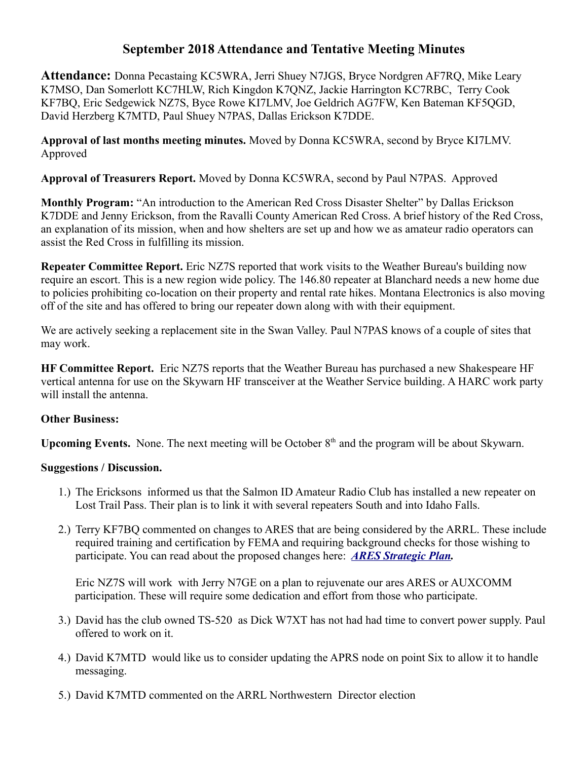# September 2018 Attendance and Tentative Meeting Minutes

**Attendance:** Donna Pecastaing KC5WRA, Jerri Shuey N7JGS, Bryce Nordgren AF7RQ, Mike Leary K7MSO, Dan Somerlott KC7HLW, Rich Kingdon K7QNZ, Jackie Harrington KC7RBC, Terry Cook KF7BQ, Eric Sedgewick NZ7S, Byce Rowe KI7LMV, Joe Geldrich AG7FW, Ken Bateman KF5QGD, David Herzberg K7MTD, Paul Shuey N7PAS, Dallas Erickson K7DDE.

**Approval of last months meeting minutes.** Moved by Donna KC5WRA, second by Bryce KI7LMV. Approved

**Approval of Treasurers Report.** Moved by Donna KC5WRA, second by Paul N7PAS. Approved

**Monthly Program:** "An introduction to the American Red Cross Disaster Shelter" by Dallas Erickson K7DDE and Jenny Erickson, from the Ravalli County American Red Cross. A brief history of the Red Cross, an explanation of its mission, when and how shelters are set up and how we as amateur radio operators can assist the Red Cross in fulfilling its mission.

**Repeater Committee Report.** Eric NZ7S reported that work visits to the Weather Bureau's building now require an escort. This is a new region wide policy. The 146.80 repeater at Blanchard needs a new home due to policies prohibiting co-location on their property and rental rate hikes. Montana Electronics is also moving off of the site and has offered to bring our repeater down along with with their equipment.

We are actively seeking a replacement site in the Swan Valley. Paul N7PAS knows of a couple of sites that may work.

**HF Committee Report.** Eric NZ7S reports that the Weather Bureau has purchased a new Shakespeare HF vertical antenna for use on the Skywarn HF transceiver at the Weather Service building. A HARC work party will install the antenna.

**Other Business:**

**Upcoming Events.** None. The next meeting will be October 8th and the program will be about Skywarn.

**Suggestions / Discussion.**

1.) The Ericksons informed us that the Salmon ID Amateur Radio Club has installed a new repeater on Lost Trail Pass. Their plan is to link it with several repeaters South and into Idaho Falls.

2.) Terry KF7BQ commented on changes to ARES that are being considered by the ARRL. These include required training and certification by FEMA and requiring background checks for those wishing to participate. You can read about the proposed changes here: ***ARES Strategic Plan*.**

   Eric NZ7S will work with Jerry N7GE on a plan to rejuvenate our ares ARES or AUXCOMM participation. These will require some dedication and effort from those who participate.

3.) David has the club owned TS-520 as Dick W7XT has not had had time to convert power supply. Paul offered to work on it.

4.) David K7MTD would like us to consider updating the APRS node on point Six to allow it to handle messaging.

5.) David K7MTD commented on the ARRL Northwestern Director election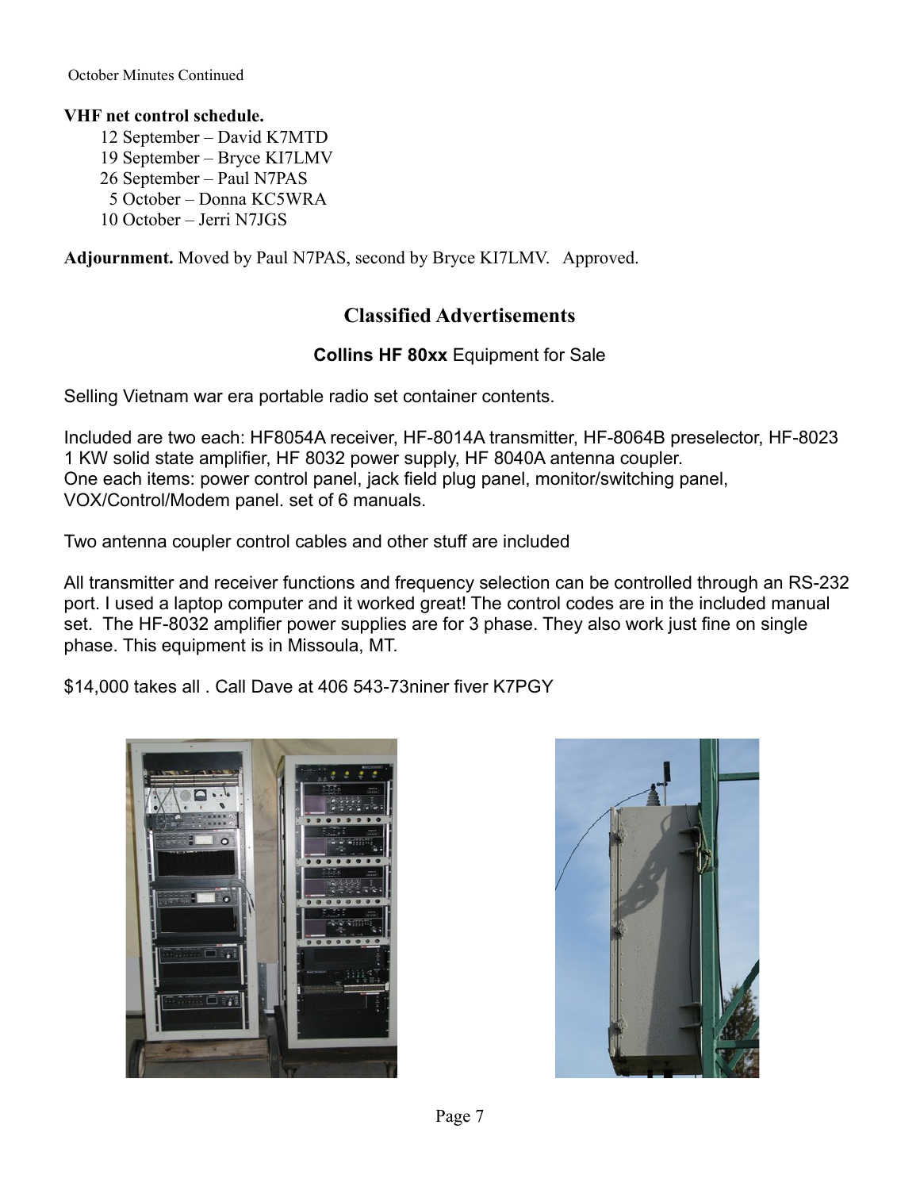October Minutes Continued

**VHF net control schedule.**

- 12 September – David K7MTD
- 19 September – Bryce KI7LMV
- 26 September – Paul N7PAS
- 5 October – Donna KC5WRA
- 10 October – Jerri N7JGS

**Adjournment.** Moved by Paul N7PAS, second by Bryce KI7LMV. Approved.

## Classified Advertisements

### **Collins HF 80xx** Equipment for Sale

Selling Vietnam war era portable radio set container contents.

Included are two each: HF8054A receiver, HF-8014A transmitter, HF-8064B preselector, HF-8023 1 KW solid state amplifier, HF 8032 power supply, HF 8040A antenna coupler.
One each items: power control panel, jack field plug panel, monitor/switching panel, VOX/Control/Modem panel. set of 6 manuals.

Two antenna coupler control cables and other stuff are included

All transmitter and receiver functions and frequency selection can be controlled through an RS-232 port. I used a laptop computer and it worked great! The control codes are in the included manual set. The HF-8032 amplifier power supplies are for 3 phase. They also work just fine on single phase. This equipment is in Missoula, MT.

$14,000 takes all . Call Dave at 406 543-73niner fiver K7PGY